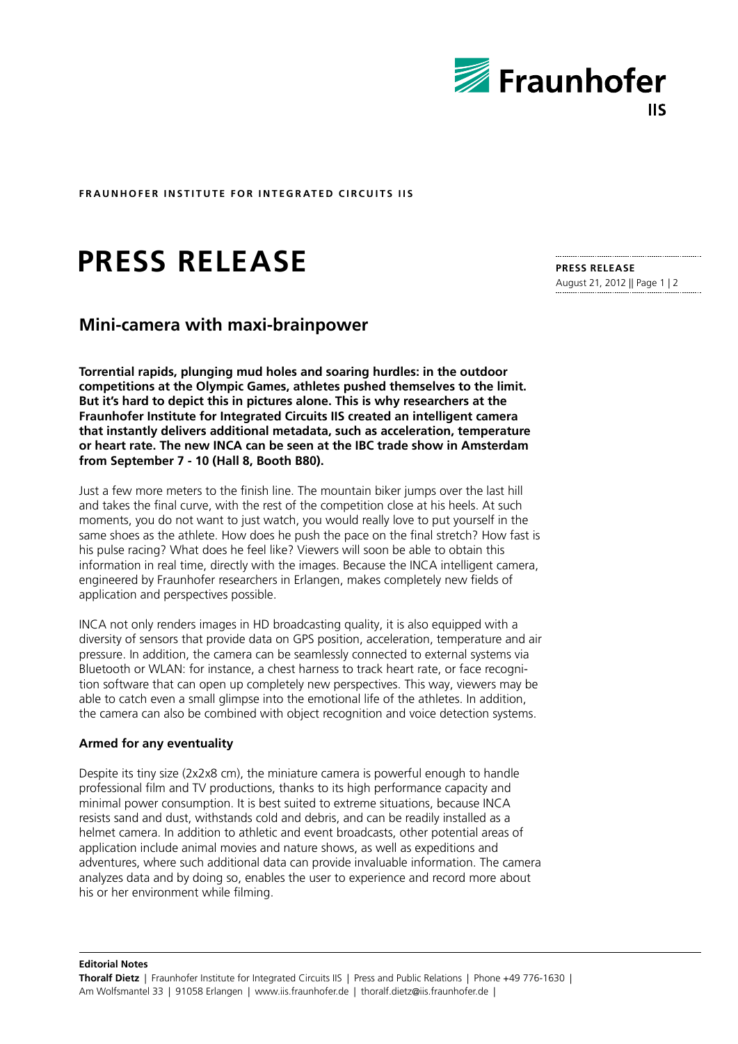**FRAUNHOFER INSTITUTE FOR INTEGRATED CIRCUITS IIS**

# PRESS RELEASE

**PRESS RELEASE**
August 21, 2012

## Mini-camera with maxi-brainpower

**Torrential rapids, plunging mud holes and soaring hurdles: in the outdoor competitions at the Olympic Games, athletes pushed themselves to the limit. But it's hard to depict this in pictures alone. This is why researchers at the Fraunhofer Institute for Integrated Circuits IIS created an intelligent camera that instantly delivers additional metadata, such as acceleration, temperature or heart rate. The new INCA can be seen at the IBC trade show in Amsterdam from September 7 - 10 (Hall 8, Booth B80).**

Just a few more meters to the finish line. The mountain biker jumps over the last hill and takes the final curve, with the rest of the competition close at his heels. At such moments, you do not want to just watch, you would really love to put yourself in the same shoes as the athlete. How does he push the pace on the final stretch? How fast is his pulse racing? What does he feel like? Viewers will soon be able to obtain this information in real time, directly with the images. Because the INCA intelligent camera, engineered by Fraunhofer researchers in Erlangen, makes completely new fields of application and perspectives possible.

INCA not only renders images in HD broadcasting quality, it is also equipped with a diversity of sensors that provide data on GPS position, acceleration, temperature and air pressure. In addition, the camera can be seamlessly connected to external systems via Bluetooth or WLAN: for instance, a chest harness to track heart rate, or face recognition software that can open up completely new perspectives. This way, viewers may be able to catch even a small glimpse into the emotional life of the athletes. In addition, the camera can also be combined with object recognition and voice detection systems.

### Armed for any eventuality

Despite its tiny size (2x2x8 cm), the miniature camera is powerful enough to handle professional film and TV productions, thanks to its high performance capacity and minimal power consumption. It is best suited to extreme situations, because INCA resists sand and dust, withstands cold and debris, and can be readily installed as a helmet camera. In addition to athletic and event broadcasts, other potential areas of application include animal movies and nature shows, as well as expeditions and adventures, where such additional data can provide invaluable information. The camera analyzes data and by doing so, enables the user to experience and record more about his or her environment while filming.

**Editorial Notes**
**Thoralf Dietz** | Fraunhofer Institute for Integrated Circuits IIS | Press and Public Relations | Phone +49 776-1630 | Am Wolfsmantel 33 | 91058 Erlangen | www.iis.fraunhofer.de | thoralf.dietz@iis.fraunhofer.de |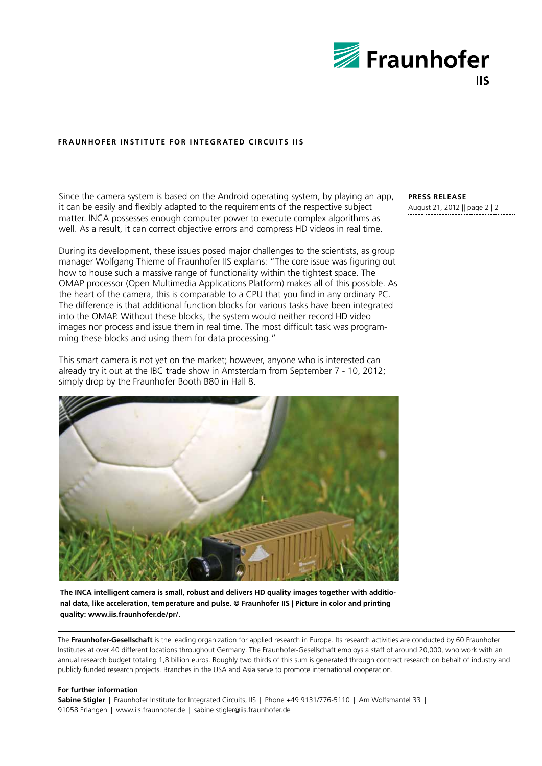Since the camera system is based on the Android operating system, by playing an app, it can be easily and flexibly adapted to the requirements of the respective subject matter. INCA possesses enough computer power to execute complex algorithms as well. As a result, it can correct objective errors and compress HD videos in real time.

During its development, these issues posed major challenges to the scientists, as group manager Wolfgang Thieme of Fraunhofer IIS explains: "The core issue was figuring out how to house such a massive range of functionality within the tightest space. The OMAP processor (Open Multimedia Applications Platform) makes all of this possible. As the heart of the camera, this is comparable to a CPU that you find in any ordinary PC. The difference is that additional function blocks for various tasks have been integrated into the OMAP. Without these blocks, the system would neither record HD video images nor process and issue them in real time. The most difficult task was programming these blocks and using them for data processing."

This smart camera is not yet on the market; however, anyone who is interested can already try it out at the IBC trade show in Amsterdam from September 7 - 10, 2012; simply drop by the Fraunhofer Booth B80 in Hall 8.

**The INCA intelligent camera is small, robust and delivers HD quality images together with additional data, like acceleration, temperature and pulse. © Fraunhofer IIS | Picture in color and printing quality: www.iis.fraunhofer.de/pr/.**

The **Fraunhofer-Gesellschaft** is the leading organization for applied research in Europe. Its research activities are conducted by 60 Fraunhofer Institutes at over 40 different locations throughout Germany. The Fraunhofer-Gesellschaft employs a staff of around 20,000, who work with an annual research budget totaling 1,8 billion euros. Roughly two thirds of this sum is generated through contract research on behalf of industry and publicly funded research projects. Branches in the USA and Asia serve to promote international cooperation.

**For further information**

**Sabine Stigler** | Fraunhofer Institute for Integrated Circuits, IIS | Phone +49 9131/776-5110 | Am Wolfsmantel 33 | 91058 Erlangen | www.iis.fraunhofer.de | sabine.stigler@iis.fraunhofer.de